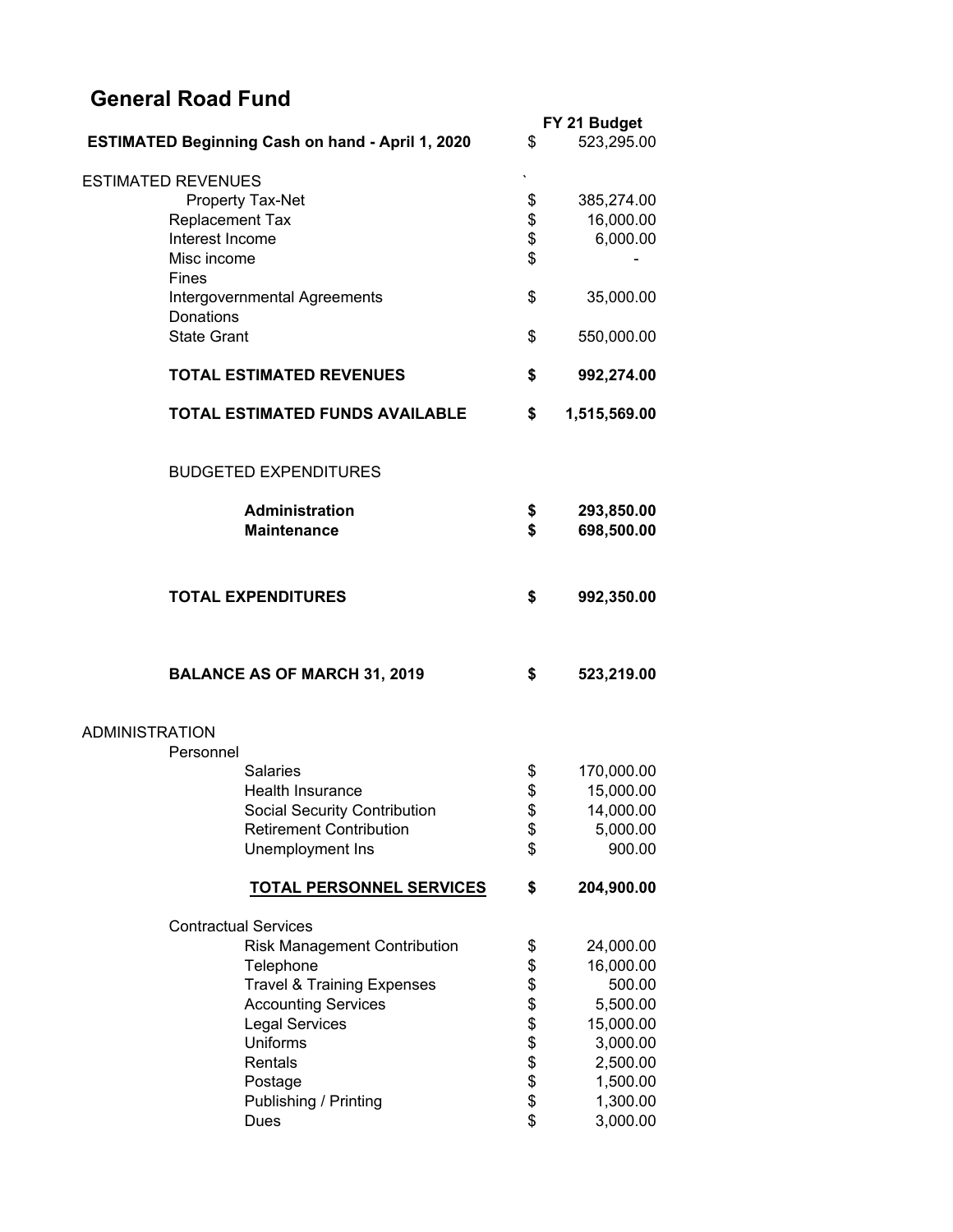# General Road Fund

| | | FY 21 Budget |
|---|---|---|
| **ESTIMATED Beginning Cash on hand - April 1, 2020** | $ | 523,295.00 |
| ESTIMATED REVENUES | ` | |
| Property Tax-Net | $ | 385,274.00 |
| Replacement Tax | $ | 16,000.00 |
| Interest Income | $ | 6,000.00 |
| Misc income | $ | - |
| Fines | | |
| Intergovernmental Agreements | $ | 35,000.00 |
| Donations | | |
| State Grant | $ | 550,000.00 |
| **TOTAL ESTIMATED REVENUES** | **$** | **992,274.00** |
| **TOTAL ESTIMATED FUNDS AVAILABLE** | **$** | **1,515,569.00** |
| BUDGETED EXPENDITURES | | |
| **Administration** | **$** | **293,850.00** |
| **Maintenance** | **$** | **698,500.00** |
| **TOTAL EXPENDITURES** | **$** | **992,350.00** |
| **BALANCE AS OF MARCH 31, 2019** | **$** | **523,219.00** |

ADMINISTRATION

| | | |
|---|---|---|
| Personnel | | |
| Salaries | $ | 170,000.00 |
| Health Insurance | $ | 15,000.00 |
| Social Security Contribution | $ | 14,000.00 |
| Retirement Contribution | $ | 5,000.00 |
| Unemployment Ins | $ | 900.00 |
| **TOTAL PERSONNEL SERVICES** | **$** | **204,900.00** |
| Contractual Services | | |
| Risk Management Contribution | $ | 24,000.00 |
| Telephone | $ | 16,000.00 |
| Travel & Training Expenses | $ | 500.00 |
| Accounting Services | $ | 5,500.00 |
| Legal Services | $ | 15,000.00 |
| Uniforms | $ | 3,000.00 |
| Rentals | $ | 2,500.00 |
| Postage | $ | 1,500.00 |
| Publishing / Printing | $ | 1,300.00 |
| Dues | $ | 3,000.00 |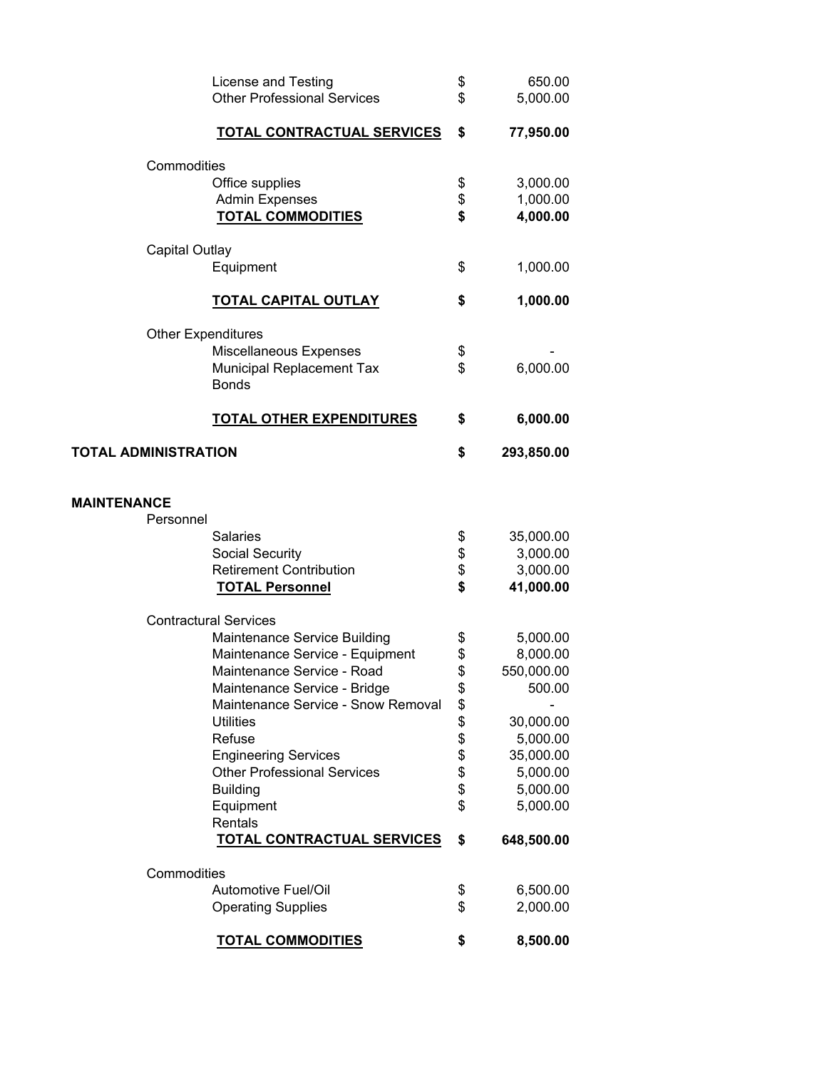| | | |
|---|---|---|
| License and Testing | $ | 650.00 |
| Other Professional Services | $ | 5,000.00 |
| **TOTAL CONTRACTUAL SERVICES** | **$** | **77,950.00** |
| Commodities | | |
| Office supplies | $ | 3,000.00 |
| Admin Expenses | $ | 1,000.00 |
| **TOTAL COMMODITIES** | **$** | **4,000.00** |
| Capital Outlay | | |
| Equipment | $ | 1,000.00 |
| **TOTAL CAPITAL OUTLAY** | **$** | **1,000.00** |
| Other Expenditures | | |
| Miscellaneous Expenses | $ | - |
| Municipal Replacement Tax | $ | 6,000.00 |
| Bonds | | |
| **TOTAL OTHER EXPENDITURES** | **$** | **6,000.00** |
| **TOTAL ADMINISTRATION** | **$** | **293,850.00** |

**MAINTENANCE**

| | | |
|---|---|---|
| Personnel | | |
| Salaries | $ | 35,000.00 |
| Social Security | $ | 3,000.00 |
| Retirement Contribution | $ | 3,000.00 |
| **TOTAL Personnel** | **$** | **41,000.00** |
| Contractural Services | | |
| Maintenance Service Building | $ | 5,000.00 |
| Maintenance Service - Equipment | $ | 8,000.00 |
| Maintenance Service - Road | $ | 550,000.00 |
| Maintenance Service - Bridge | $ | 500.00 |
| Maintenance Service - Snow Removal | $ | - |
| Utilities | $ | 30,000.00 |
| Refuse | $ | 5,000.00 |
| Engineering Services | $ | 35,000.00 |
| Other Professional Services | $ | 5,000.00 |
| Building | $ | 5,000.00 |
| Equipment | $ | 5,000.00 |
| Rentals | | |
| **TOTAL CONTRACTUAL SERVICES** | **$** | **648,500.00** |
| Commodities | | |
| Automotive Fuel/Oil | $ | 6,500.00 |
| Operating Supplies | $ | 2,000.00 |
| **TOTAL COMMODITIES** | **$** | **8,500.00** |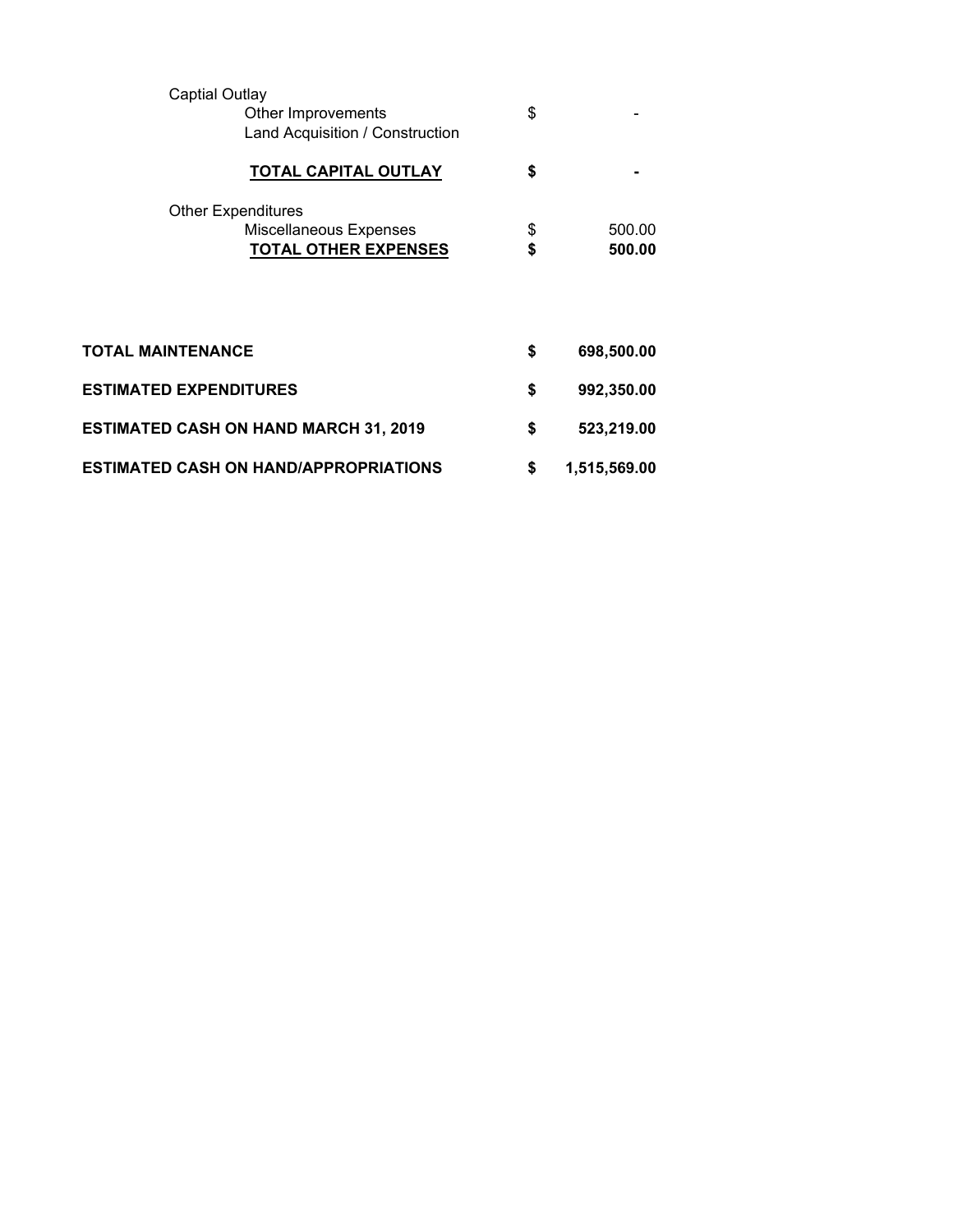| | | |
|---|---|---|
| Captial Outlay | | |
| Other Improvements | $ | - |
| Land Acquisition / Construction | | |
| **TOTAL CAPITAL OUTLAY** | **$** | **-** |
| Other Expenditures | | |
| Miscellaneous Expenses | $ | 500.00 |
| **TOTAL OTHER EXPENSES** | **$** | **500.00** |

| | | |
|---|---|---|
| **TOTAL MAINTENANCE** | **$** | **698,500.00** |
| **ESTIMATED EXPENDITURES** | **$** | **992,350.00** |
| **ESTIMATED CASH ON HAND MARCH 31, 2019** | **$** | **523,219.00** |
| **ESTIMATED CASH ON HAND/APPROPRIATIONS** | **$** | **1,515,569.00** |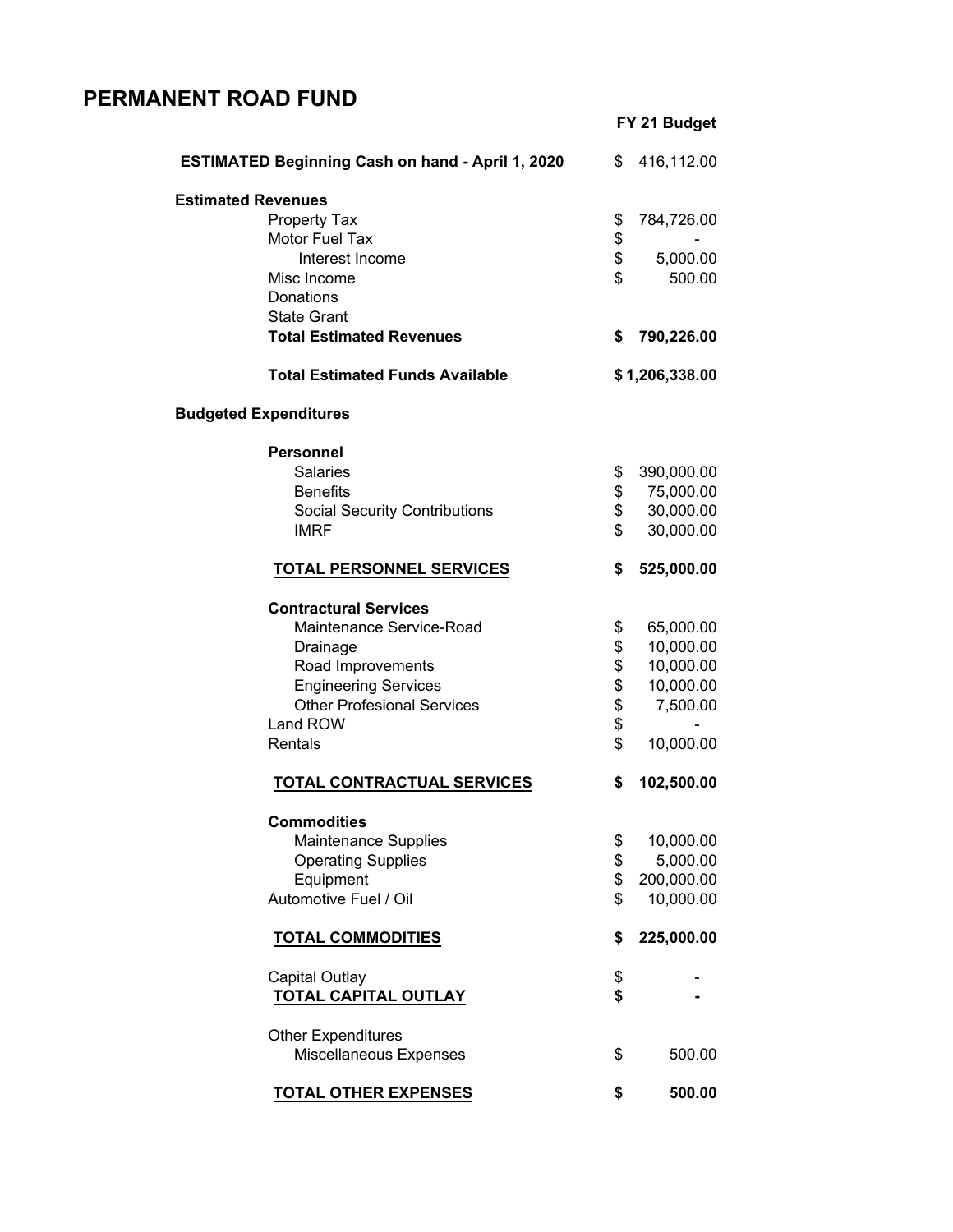# PERMANENT ROAD FUND

| | FY 21 Budget |
|---|---|
| **ESTIMATED Beginning Cash on hand - April 1, 2020** | $ 416,112.00 |
| **Estimated Revenues** | |
| Property Tax | $ 784,726.00 |
| Motor Fuel Tax | $ - |
| Interest Income | $ 5,000.00 |
| Misc Income | $ 500.00 |
| Donations | |
| State Grant | |
| **Total Estimated Revenues** | **$ 790,226.00** |
| **Total Estimated Funds Available** | **$ 1,206,338.00** |
| **Budgeted Expenditures** | |
| **Personnel** | |
| Salaries | $ 390,000.00 |
| Benefits | $ 75,000.00 |
| Social Security Contributions | $ 30,000.00 |
| IMRF | $ 30,000.00 |
| **TOTAL PERSONNEL SERVICES** | **$ 525,000.00** |
| **Contractural Services** | |
| Maintenance Service-Road | $ 65,000.00 |
| Drainage | $ 10,000.00 |
| Road Improvements | $ 10,000.00 |
| Engineering Services | $ 10,000.00 |
| Other Profesional Services | $ 7,500.00 |
| Land ROW | $ - |
| Rentals | $ 10,000.00 |
| **TOTAL CONTRACTUAL SERVICES** | **$ 102,500.00** |
| **Commodities** | |
| Maintenance Supplies | $ 10,000.00 |
| Operating Supplies | $ 5,000.00 |
| Equipment | $ 200,000.00 |
| Automotive Fuel / Oil | $ 10,000.00 |
| **TOTAL COMMODITIES** | **$ 225,000.00** |
| Capital Outlay | $ - |
| **TOTAL CAPITAL OUTLAY** | **$ -** |
| Other Expenditures | |
| Miscellaneous Expenses | $ 500.00 |
| **TOTAL OTHER EXPENSES** | **$ 500.00** |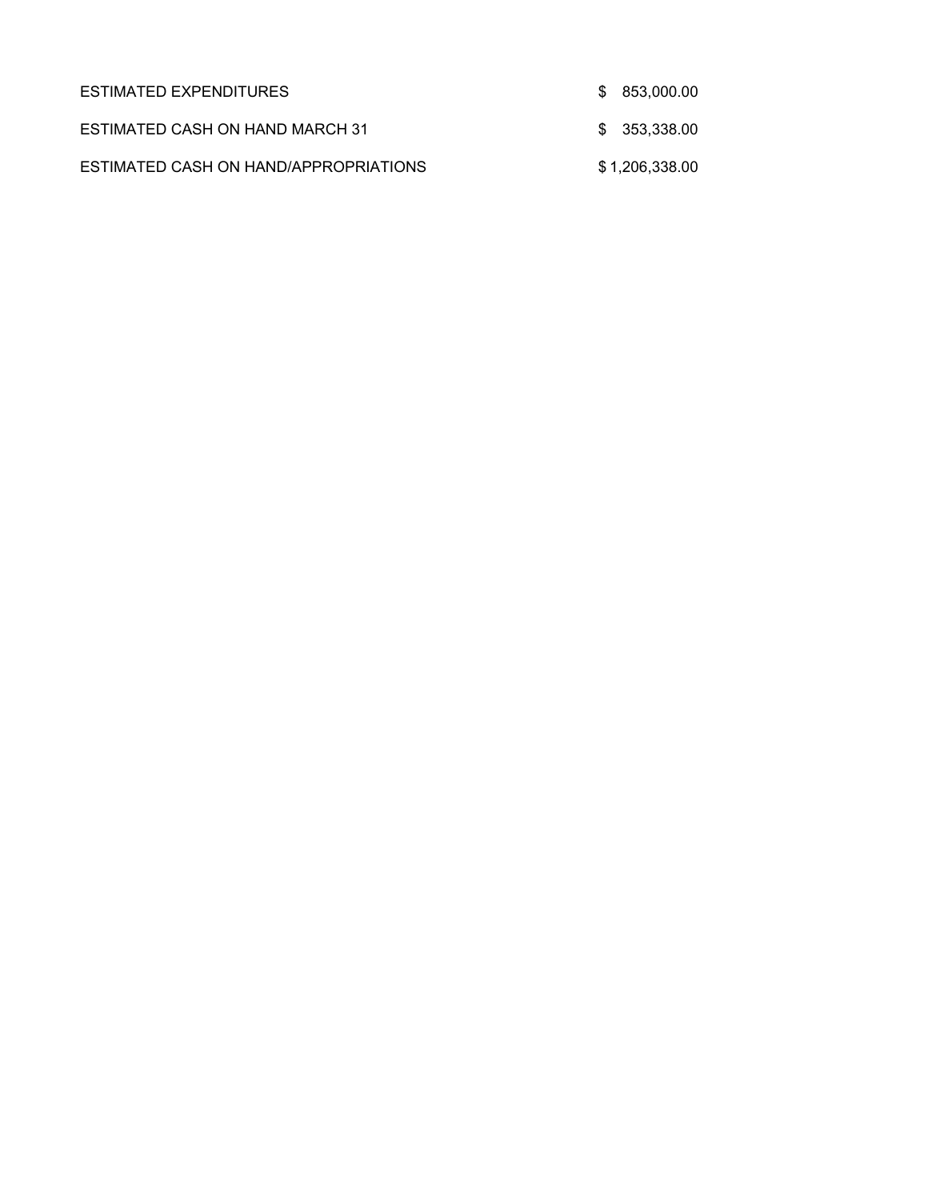| | |
|---|---|
| ESTIMATED EXPENDITURES | $ 853,000.00 |
| ESTIMATED CASH ON HAND MARCH 31 | $ 353,338.00 |
| ESTIMATED CASH ON HAND/APPROPRIATIONS | $ 1,206,338.00 |